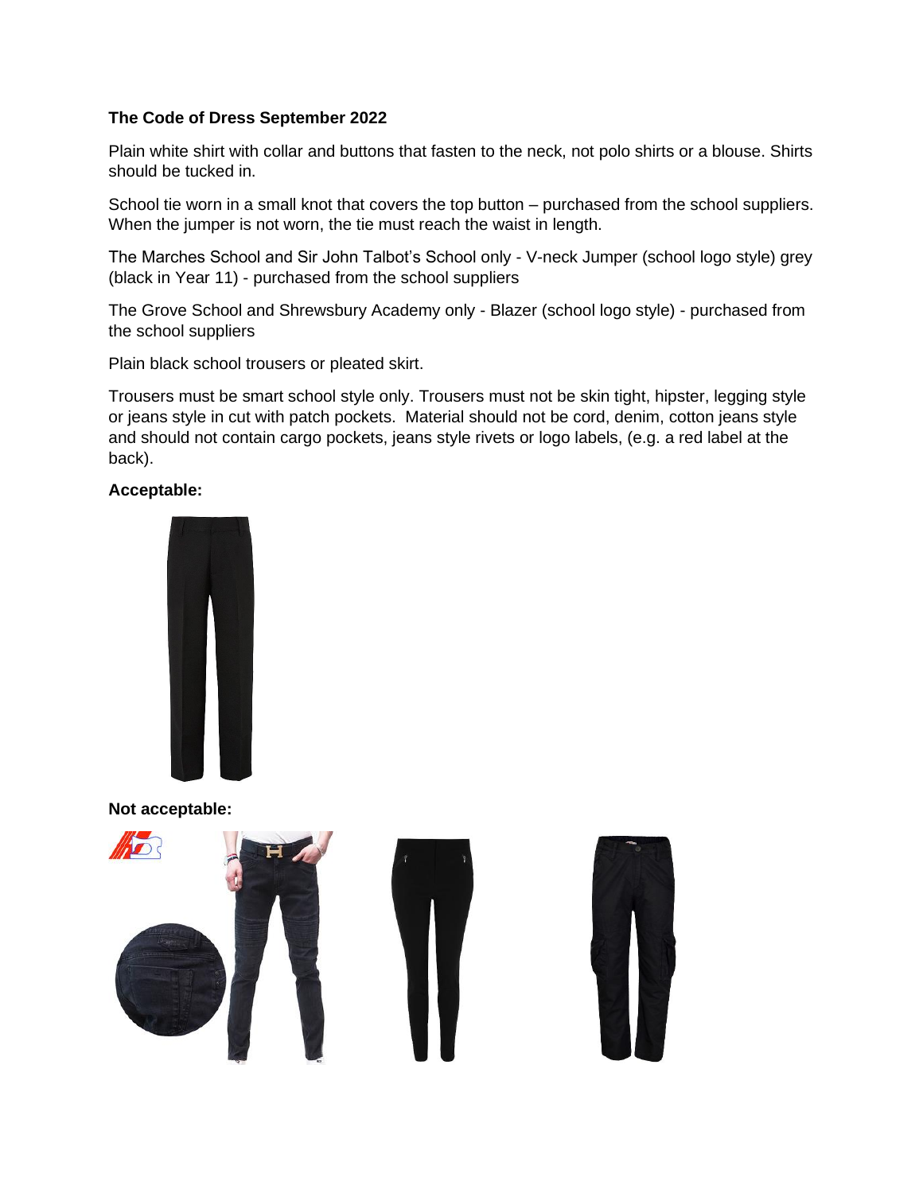**The Code of Dress September 2022**

Plain white shirt with collar and buttons that fasten to the neck, not polo shirts or a blouse. Shirts should be tucked in.

School tie worn in a small knot that covers the top button – purchased from the school suppliers. When the jumper is not worn, the tie must reach the waist in length.

The Marches School and Sir John Talbot's School only - V-neck Jumper (school logo style) grey (black in Year 11) - purchased from the school suppliers

The Grove School and Shrewsbury Academy only - Blazer (school logo style) - purchased from the school suppliers

Plain black school trousers or pleated skirt.

Trousers must be smart school style only. Trousers must not be skin tight, hipster, legging style or jeans style in cut with patch pockets. Material should not be cord, denim, cotton jeans style and should not contain cargo pockets, jeans style rivets or logo labels, (e.g. a red label at the back).

**Acceptable:**

**Not acceptable:**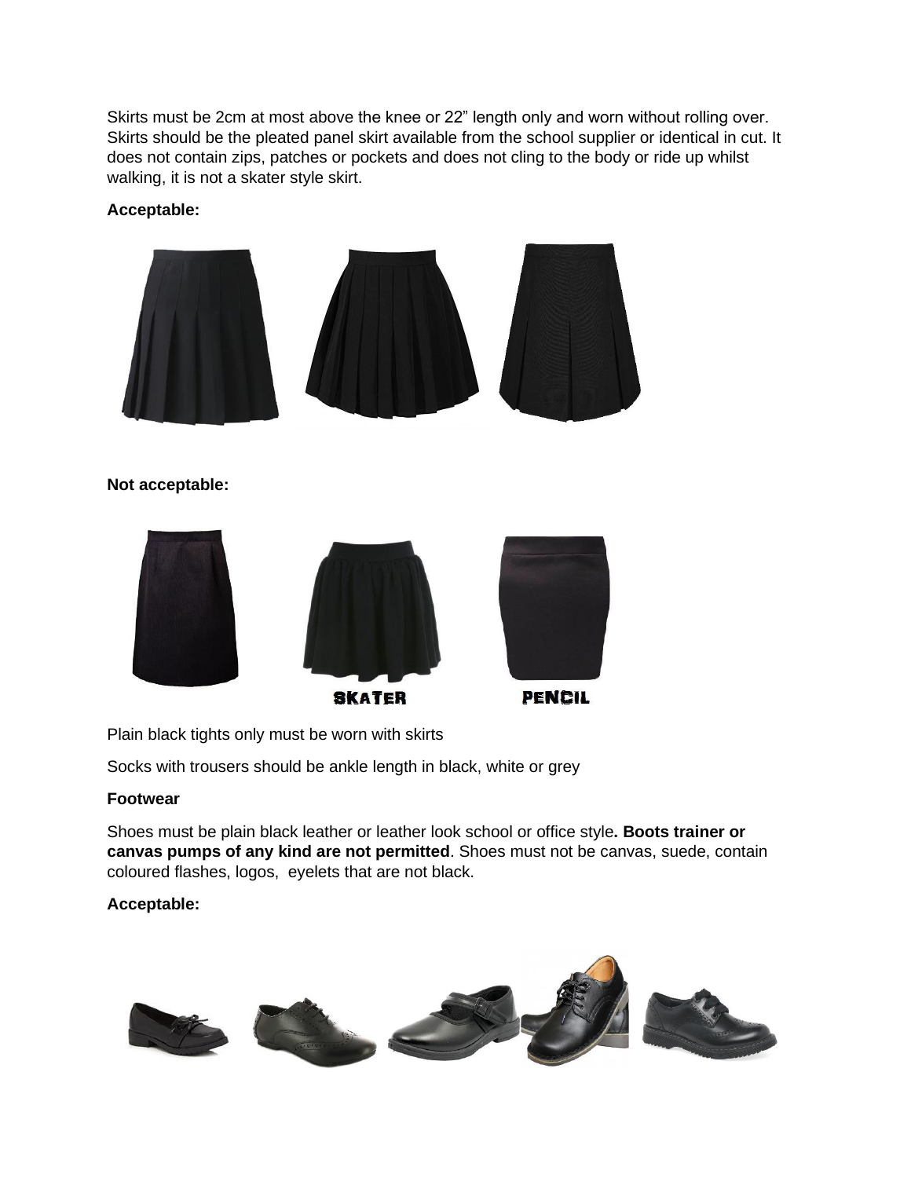Skirts must be 2cm at most above the knee or 22" length only and worn without rolling over. Skirts should be the pleated panel skirt available from the school supplier or identical in cut. It does not contain zips, patches or pockets and does not cling to the body or ride up whilst walking, it is not a skater style skirt.

**Acceptable:**

**Not acceptable:**

SKATER

PENCIL

Plain black tights only must be worn with skirts

Socks with trousers should be ankle length in black, white or grey

**Footwear**

Shoes must be plain black leather or leather look school or office style**. Boots trainer or canvas pumps of any kind are not permitted**. Shoes must not be canvas, suede, contain coloured flashes, logos, eyelets that are not black.

**Acceptable:**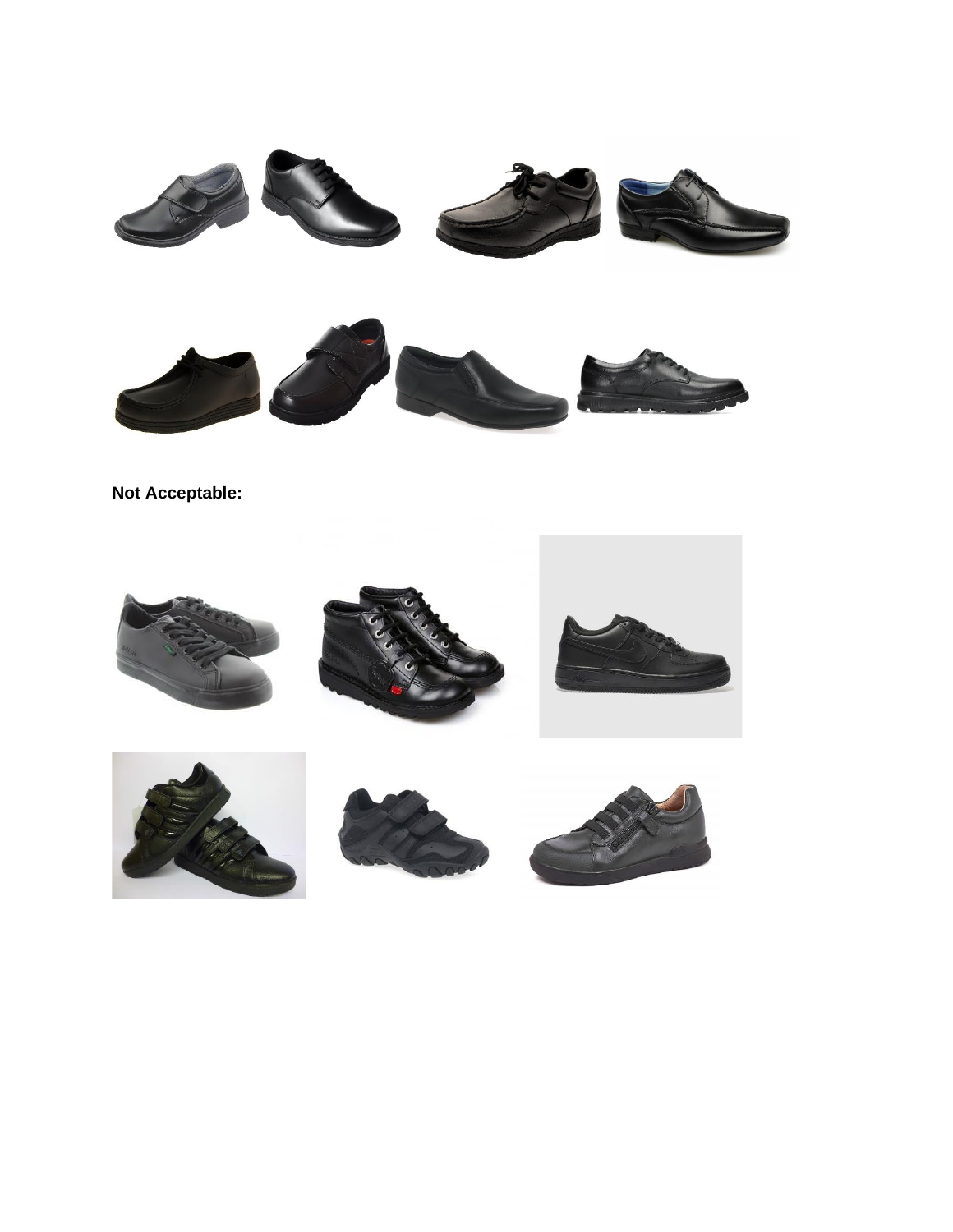**Not Acceptable:**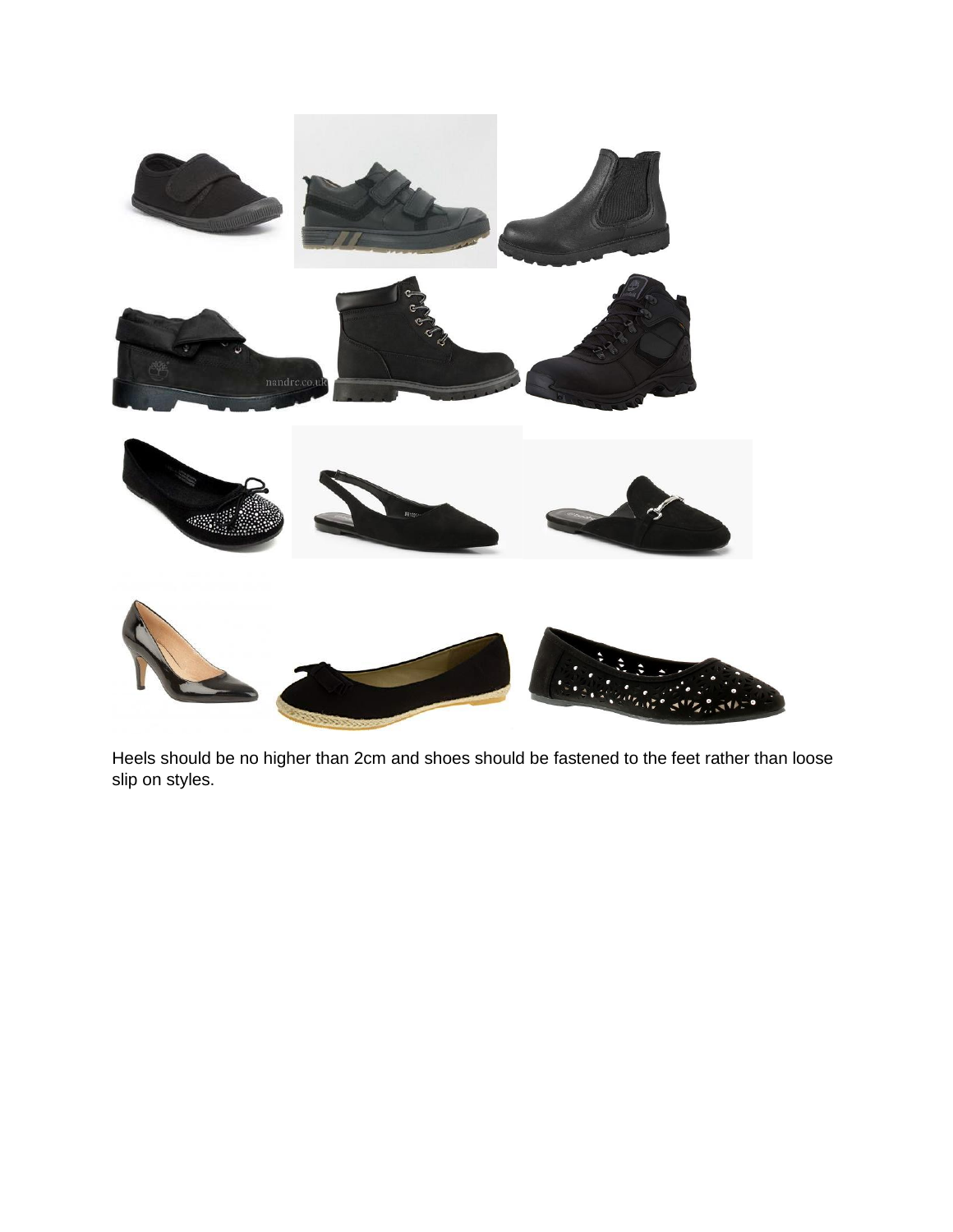Heels should be no higher than 2cm and shoes should be fastened to the feet rather than loose slip on styles.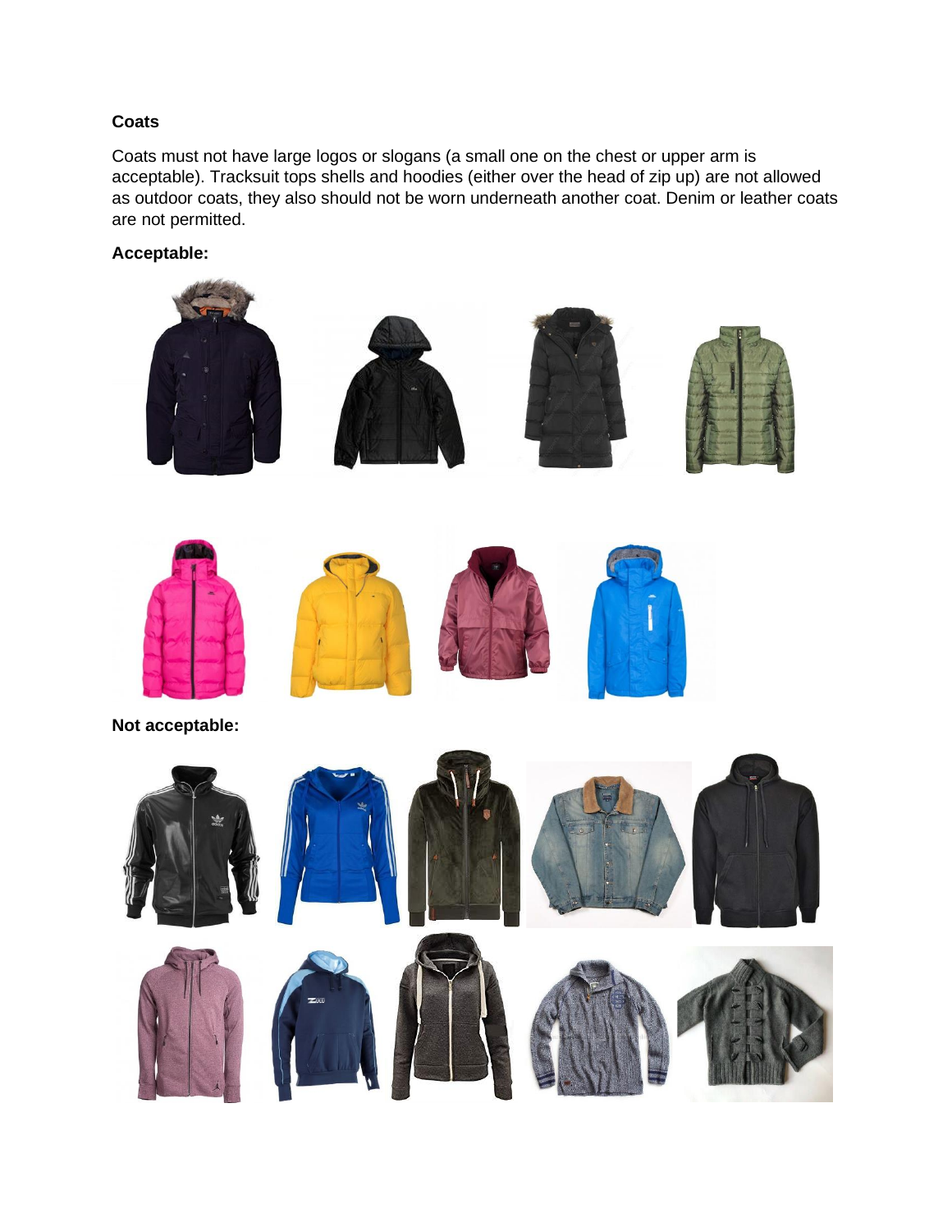**Coats**

Coats must not have large logos or slogans (a small one on the chest or upper arm is acceptable). Tracksuit tops shells and hoodies (either over the head of zip up) are not allowed as outdoor coats, they also should not be worn underneath another coat. Denim or leather coats are not permitted.

**Acceptable:**

**Not acceptable:**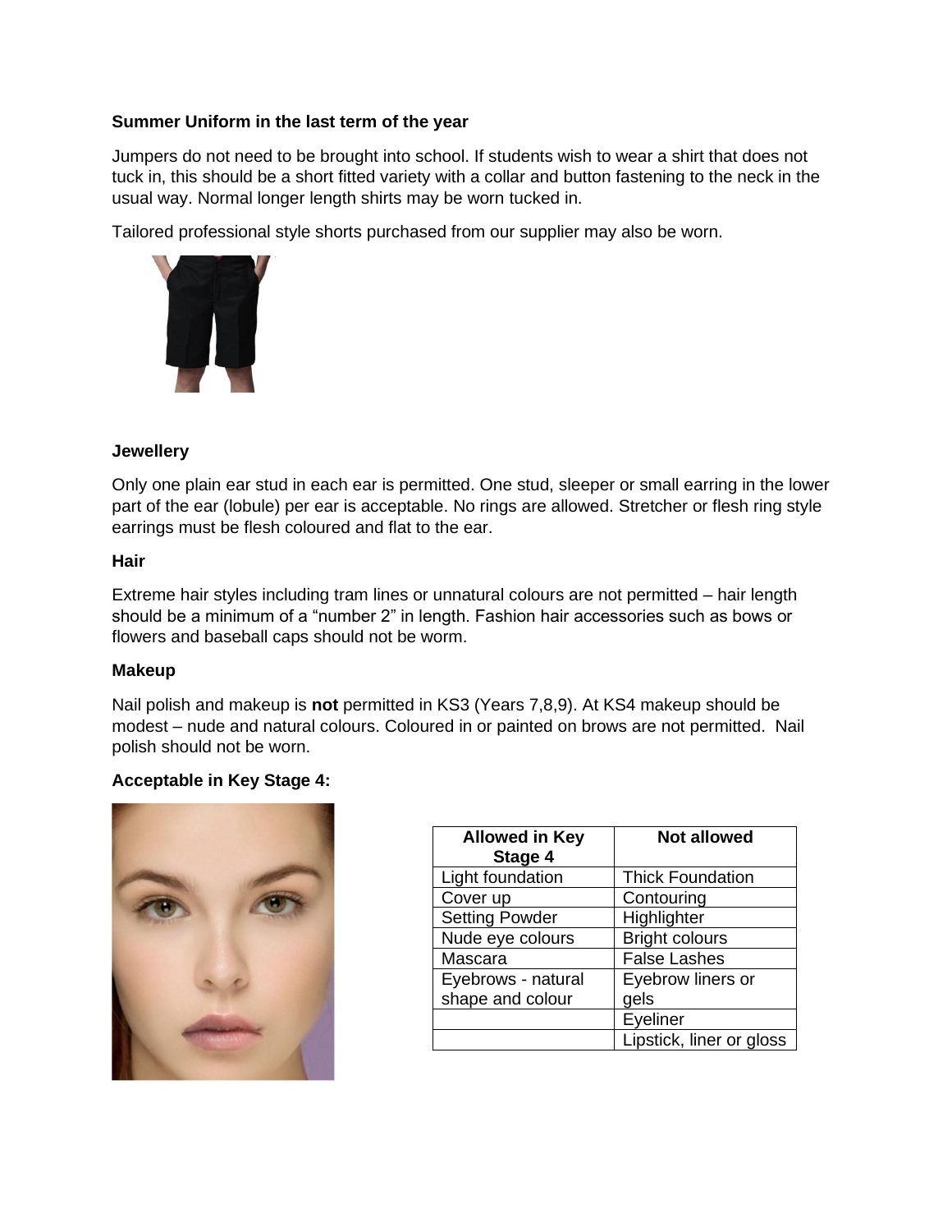**Summer Uniform in the last term of the year**

Jumpers do not need to be brought into school. If students wish to wear a shirt that does not tuck in, this should be a short fitted variety with a collar and button fastening to the neck in the usual way. Normal longer length shirts may be worn tucked in.

Tailored professional style shorts purchased from our supplier may also be worn.

**Jewellery**

Only one plain ear stud in each ear is permitted. One stud, sleeper or small earring in the lower part of the ear (lobule) per ear is acceptable. No rings are allowed. Stretcher or flesh ring style earrings must be flesh coloured and flat to the ear.

**Hair**

Extreme hair styles including tram lines or unnatural colours are not permitted – hair length should be a minimum of a "number 2" in length. Fashion hair accessories such as bows or flowers and baseball caps should not be worm.

**Makeup**

Nail polish and makeup is **not** permitted in KS3 (Years 7,8,9). At KS4 makeup should be modest – nude and natural colours. Coloured in or painted on brows are not permitted. Nail polish should not be worn.

**Acceptable in Key Stage 4:**

| Allowed in Key Stage 4 | Not allowed |
| --- | --- |
| Light foundation | Thick Foundation |
| Cover up | Contouring |
| Setting Powder | Highlighter |
| Nude eye colours | Bright colours |
| Mascara | False Lashes |
| Eyebrows - natural shape and colour | Eyebrow liners or gels |
| | Eyeliner |
| | Lipstick, liner or gloss |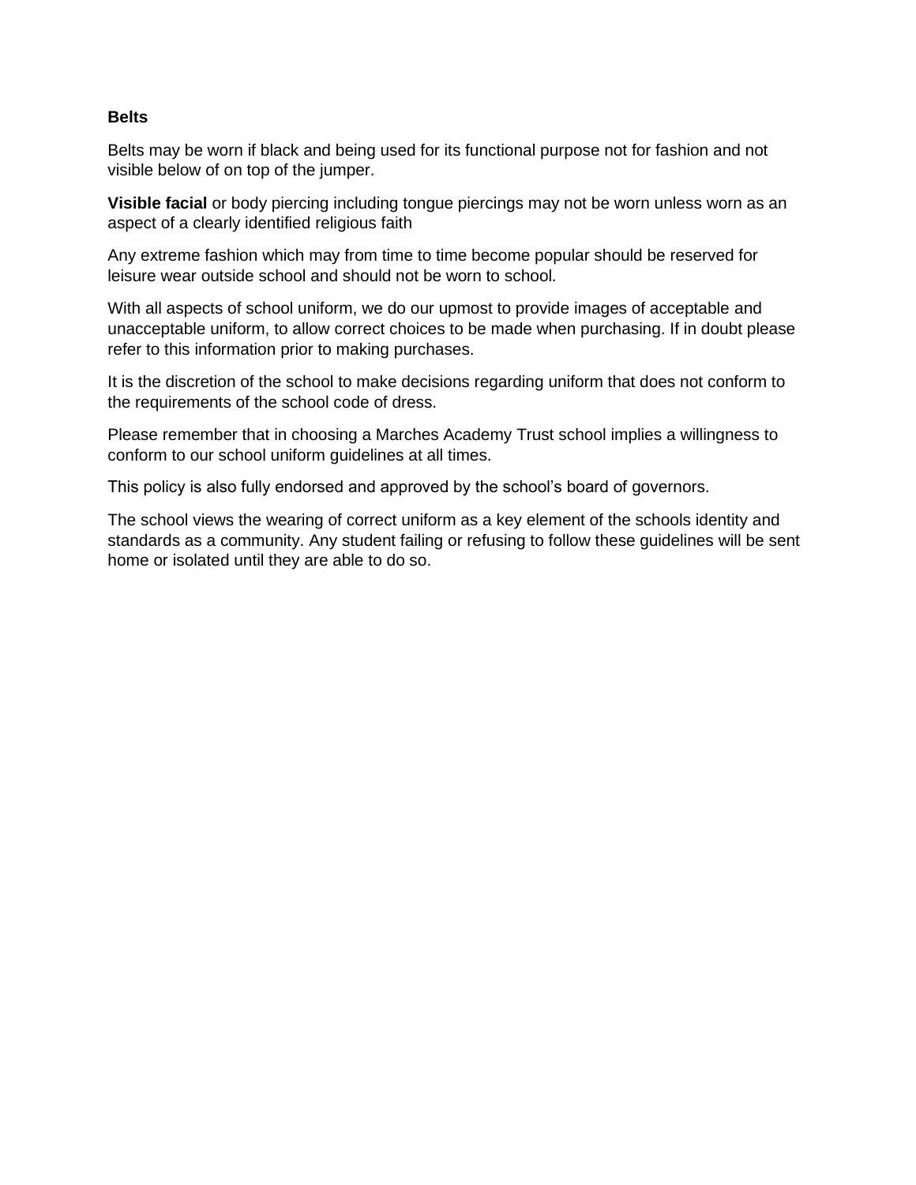**Belts**

Belts may be worn if black and being used for its functional purpose not for fashion and not visible below of on top of the jumper.

**Visible facial** or body piercing including tongue piercings may not be worn unless worn as an aspect of a clearly identified religious faith

Any extreme fashion which may from time to time become popular should be reserved for leisure wear outside school and should not be worn to school.

With all aspects of school uniform, we do our upmost to provide images of acceptable and unacceptable uniform, to allow correct choices to be made when purchasing. If in doubt please refer to this information prior to making purchases.

It is the discretion of the school to make decisions regarding uniform that does not conform to the requirements of the school code of dress.

Please remember that in choosing a Marches Academy Trust school implies a willingness to conform to our school uniform guidelines at all times.

This policy is also fully endorsed and approved by the school's board of governors.

The school views the wearing of correct uniform as a key element of the schools identity and standards as a community. Any student failing or refusing to follow these guidelines will be sent home or isolated until they are able to do so.